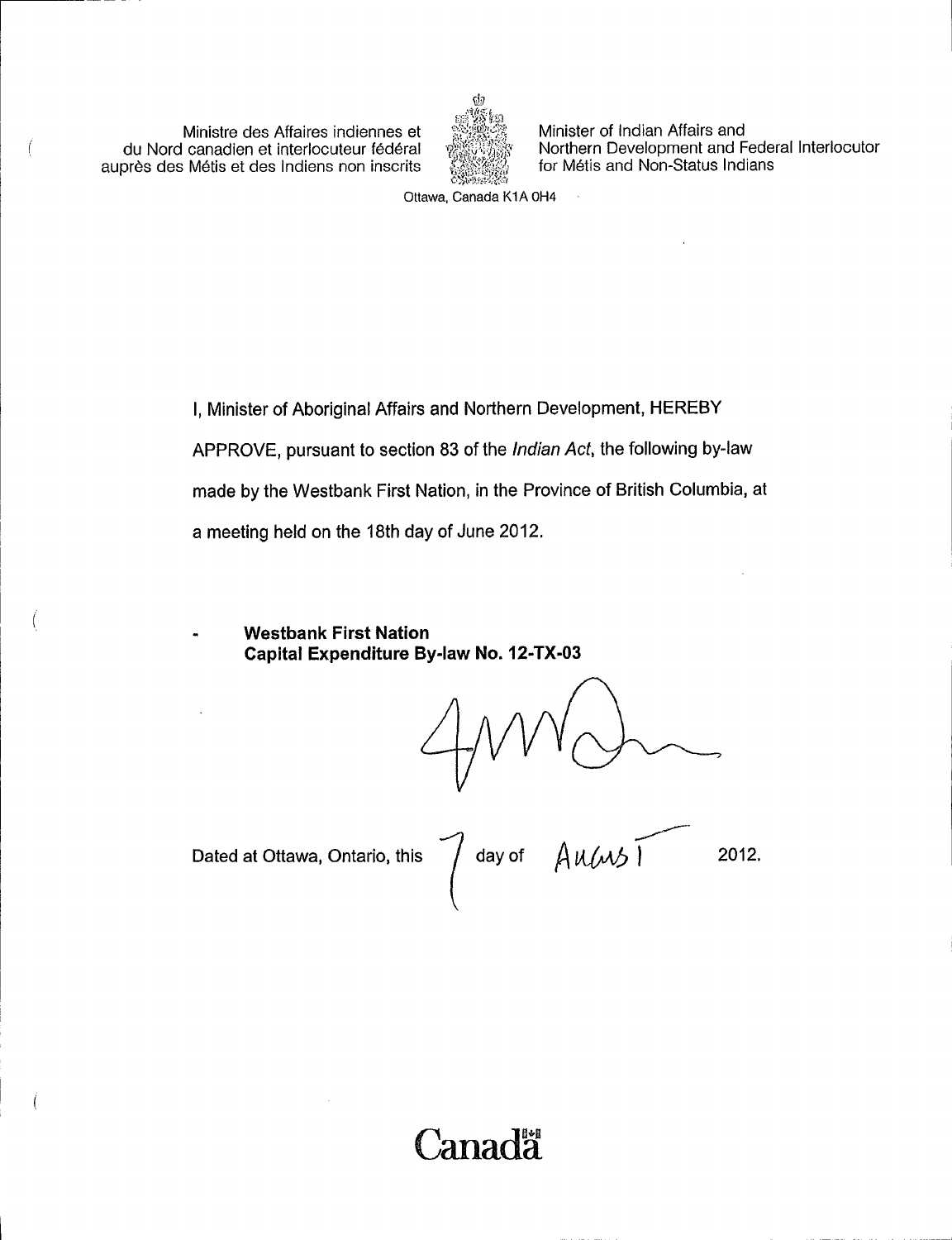Ministre des Affaires indiennes et du Nord canadien et interlocuteur fédéral auprès des Métis et des Indiens non inscrits

Minister of Indian Affairs and Northern Development and Federal Interlocutor for Métis and Non-Status Indians

Ottawa, Canada K1A 0H4

I, Minister of Aboriginal Affairs and Northern Development, HEREBY APPROVE, pursuant to section 83 of the *Indian Act*, the following by-law made by the Westbank First Nation, in the Province of British Columbia, at a meeting held on the 18th day of June 2012.

- **Westbank First Nation Capital Expenditure By-law No. 12-TX-03**

Dated at Ottawa, Ontario, this 7 day of August 2012.

Canada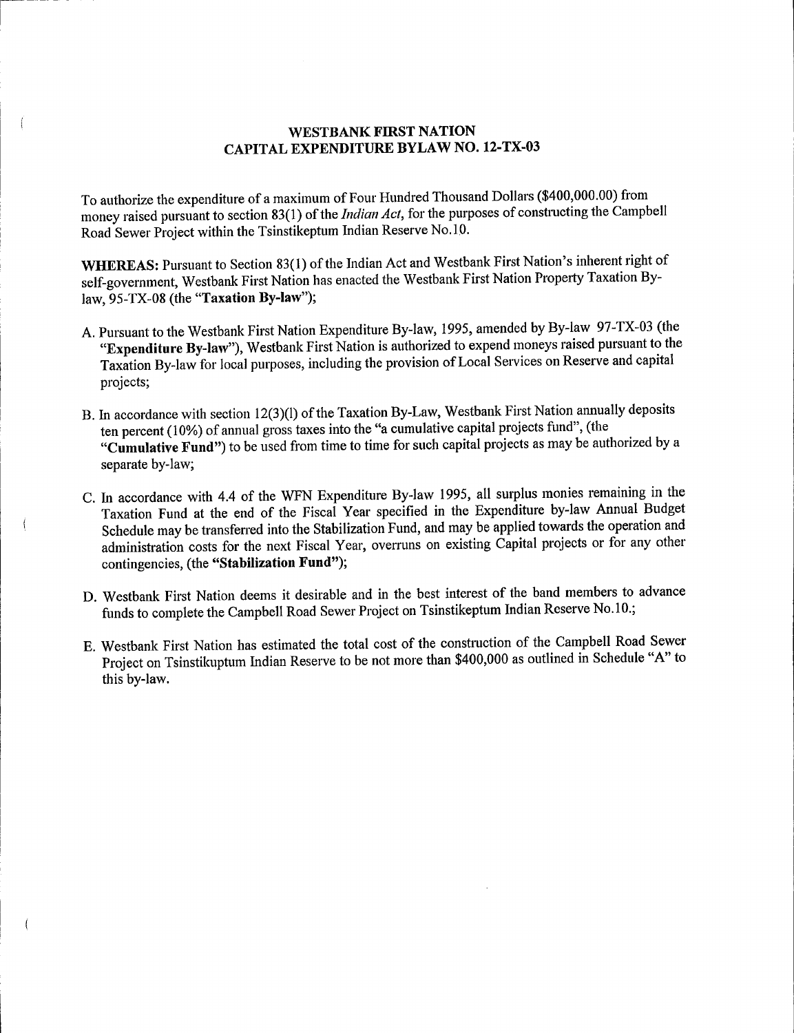# WESTBANK FIRST NATION
## CAPITAL EXPENDITURE BYLAW NO. 12-TX-03

To authorize the expenditure of a maximum of Four Hundred Thousand Dollars ($400,000.00) from money raised pursuant to section 83(1) of the *Indian Act*, for the purposes of constructing the Campbell Road Sewer Project within the Tsinstikeptum Indian Reserve No.10.

**WHEREAS:** Pursuant to Section 83(1) of the Indian Act and Westbank First Nation's inherent right of self-government, Westbank First Nation has enacted the Westbank First Nation Property Taxation By-law, 95-TX-08 (the "**Taxation By-law**");

A. Pursuant to the Westbank First Nation Expenditure By-law, 1995, amended by By-law 97-TX-03 (the "**Expenditure By-law**"), Westbank First Nation is authorized to expend moneys raised pursuant to the Taxation By-law for local purposes, including the provision of Local Services on Reserve and capital projects;

B. In accordance with section 12(3)(l) of the Taxation By-Law, Westbank First Nation annually deposits ten percent (10%) of annual gross taxes into the "a cumulative capital projects fund", (the "**Cumulative Fund**") to be used from time to time for such capital projects as may be authorized by a separate by-law;

C. In accordance with 4.4 of the WFN Expenditure By-law 1995, all surplus monies remaining in the Taxation Fund at the end of the Fiscal Year specified in the Expenditure by-law Annual Budget Schedule may be transferred into the Stabilization Fund, and may be applied towards the operation and administration costs for the next Fiscal Year, overruns on existing Capital projects or for any other contingencies, (the "**Stabilization Fund**");

D. Westbank First Nation deems it desirable and in the best interest of the band members to advance funds to complete the Campbell Road Sewer Project on Tsinstikeptum Indian Reserve No.10.;

E. Westbank First Nation has estimated the total cost of the construction of the Campbell Road Sewer Project on Tsinstikuptum Indian Reserve to be not more than $400,000 as outlined in Schedule "A" to this by-law.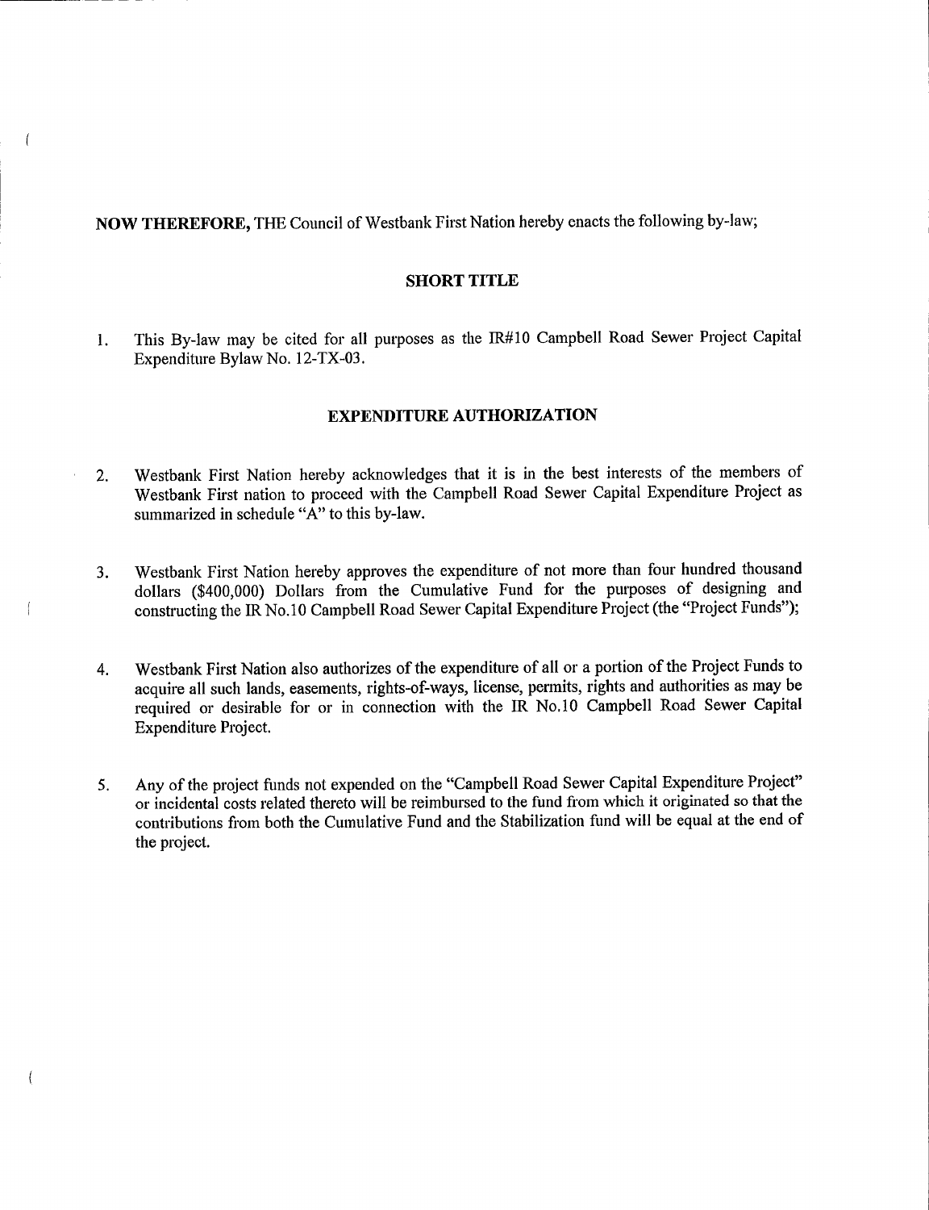**NOW THEREFORE,** THE Council of Westbank First Nation hereby enacts the following by-law;

## SHORT TITLE

1. This By-law may be cited for all purposes as the IR#10 Campbell Road Sewer Project Capital Expenditure Bylaw No. 12-TX-03.

## EXPENDITURE AUTHORIZATION

2. Westbank First Nation hereby acknowledges that it is in the best interests of the members of Westbank First nation to proceed with the Campbell Road Sewer Capital Expenditure Project as summarized in schedule "A" to this by-law.

3. Westbank First Nation hereby approves the expenditure of not more than four hundred thousand dollars ($400,000) Dollars from the Cumulative Fund for the purposes of designing and constructing the IR No.10 Campbell Road Sewer Capital Expenditure Project (the "Project Funds");

4. Westbank First Nation also authorizes of the expenditure of all or a portion of the Project Funds to acquire all such lands, easements, rights-of-ways, license, permits, rights and authorities as may be required or desirable for or in connection with the IR No.10 Campbell Road Sewer Capital Expenditure Project.

5. Any of the project funds not expended on the "Campbell Road Sewer Capital Expenditure Project" or incidental costs related thereto will be reimbursed to the fund from which it originated so that the contributions from both the Cumulative Fund and the Stabilization fund will be equal at the end of the project.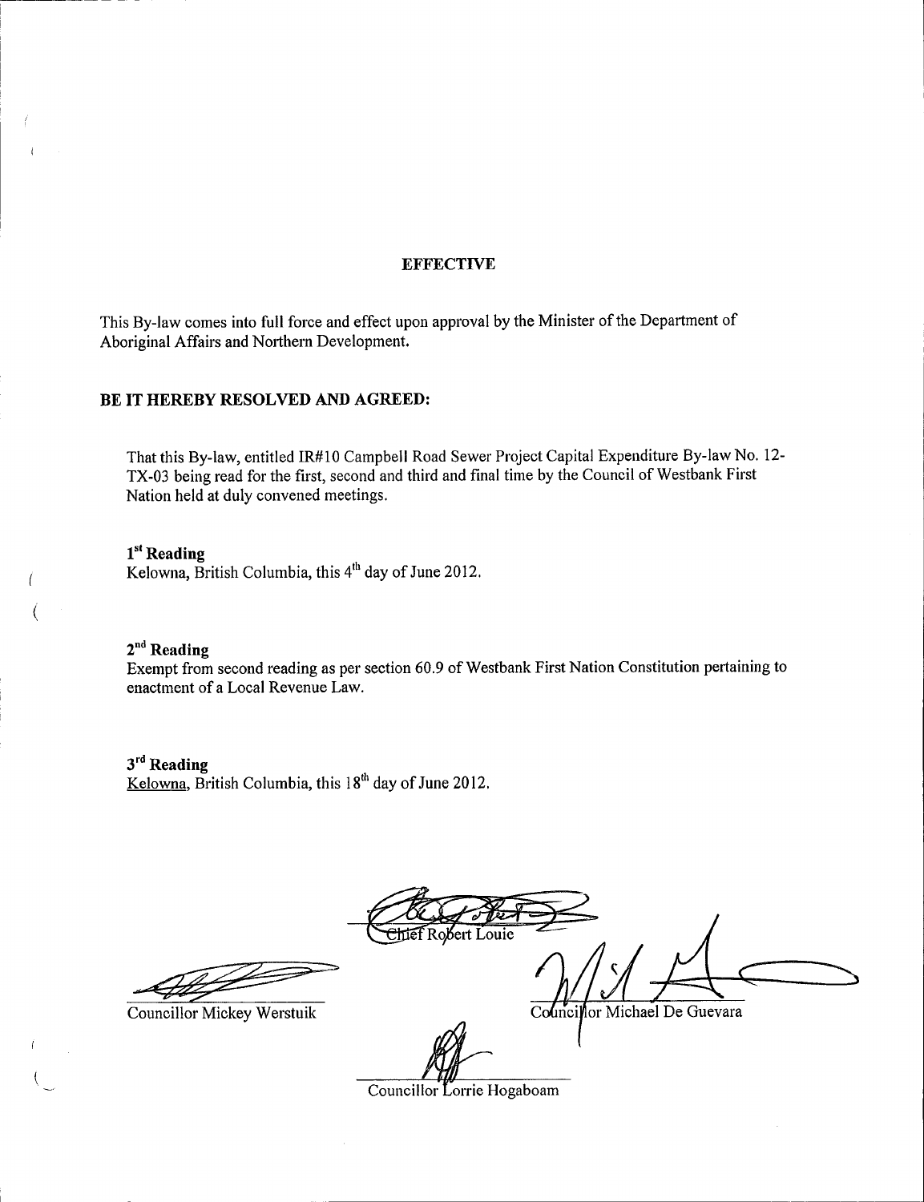**EFFECTIVE**

This By-law comes into full force and effect upon approval by the Minister of the Department of Aboriginal Affairs and Northern Development.

**BE IT HEREBY RESOLVED AND AGREED:**

That this By-law, entitled IR#10 Campbell Road Sewer Project Capital Expenditure By-law No. 12-TX-03 being read for the first, second and third and final time by the Council of Westbank First Nation held at duly convened meetings.

**1st Reading**
Kelowna, British Columbia, this 4th day of June 2012.

**2nd Reading**
Exempt from second reading as per section 60.9 of Westbank First Nation Constitution pertaining to enactment of a Local Revenue Law.

**3rd Reading**
Kelowna, British Columbia, this 18th day of June 2012.

Chief Robert Louie

Councillor Mickey Werstuik

Councillor Michael De Guevara

Councillor Lorrie Hogaboam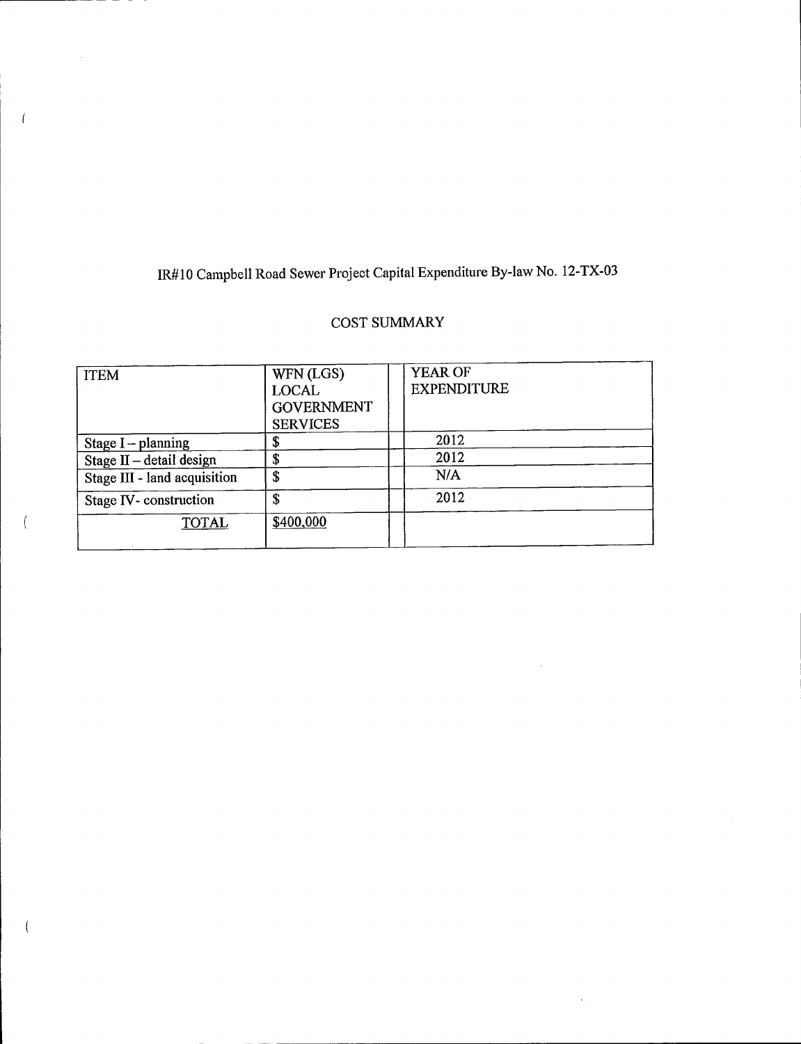# IR#10 Campbell Road Sewer Project Capital Expenditure By-law No. 12-TX-03

## COST SUMMARY

| ITEM | WFN (LGS) LOCAL GOVERNMENT SERVICES | | YEAR OF EXPENDITURE |
|---|---|---|---|
| Stage I – planning | $ | | 2012 |
| Stage II – detail design | $ | | 2012 |
| Stage III - land acquisition | $ | | N/A |
| Stage IV- construction | $ | | 2012 |
| TOTAL | $400,000 | | |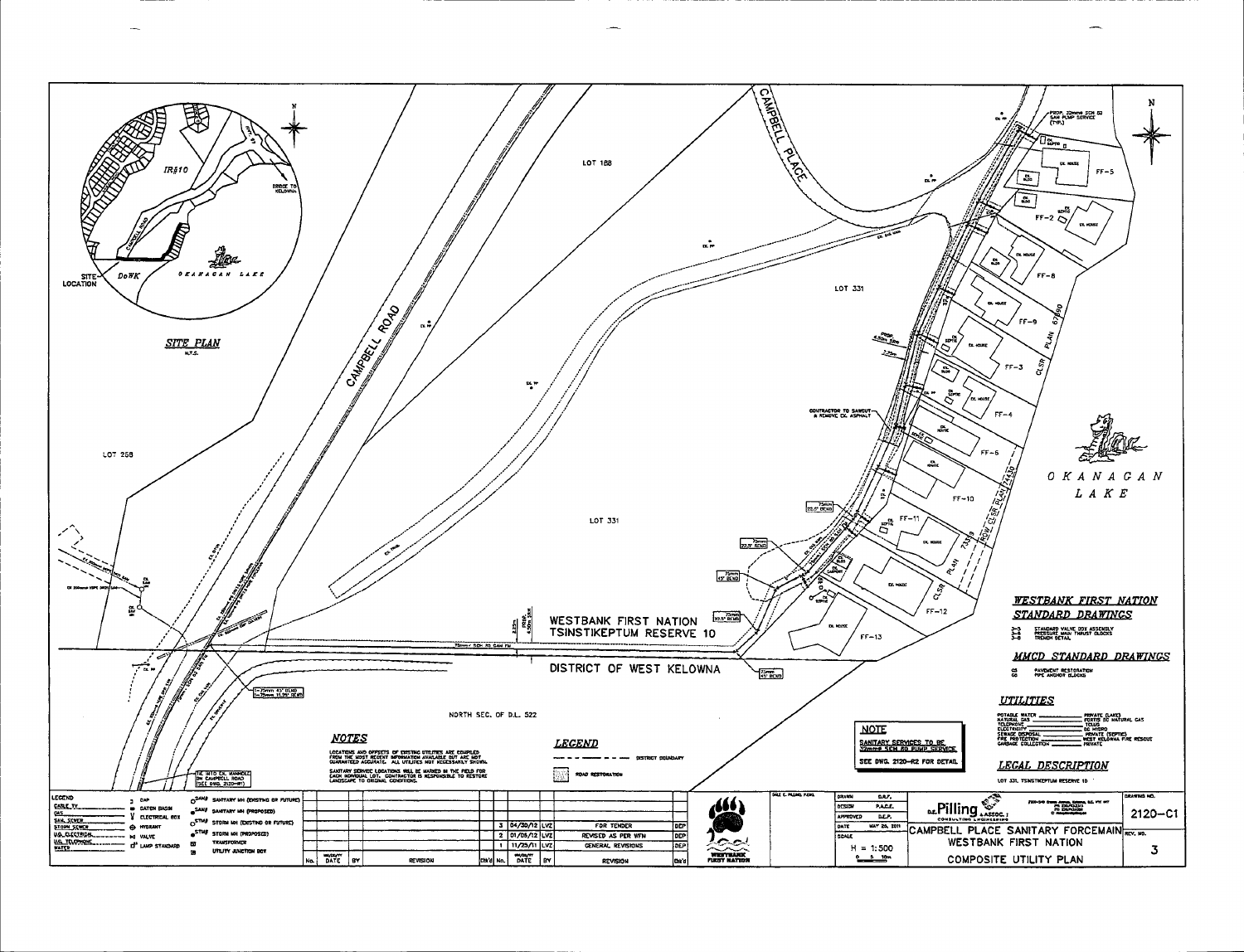## SITE PLAN

N.T.S.

IR#10

BRIDGE TO KELOWNA

SITE LOCATION

DoWK

OKANAGAN LAKE

LOT 188

LOT 331

LOT 258

CAMPBELL ROAD

CAMPBELL PLACE

WESTBANK FIRST NATION
TSINSTIKEPTUM RESERVE 10

DISTRICT OF WEST KELOWNA

NORTH SEC. OF D.L. 522

CONTRACTOR TO SAWCUT & REMOVE EX. ASPHALT

PROP. 32mm SCH 80 SAN PUMP SERVICE (TYP.)

TIE INTO EX. MANHOLE ON CAMPBELL ROAD (SEE DWG. 2120-P7)

FF-5, FF-2, FF-8, FF-9, FF-3, FF-4, FF-6, FF-10, FF-11, FF-12, FF-13

PLAN 67690

CLSR PLAN 74430

PLAN 73359

OKANAGAN LAKE

### NOTES

LOCATIONS AND OFFSETS OF EXISTING UTILITIES ARE COMPILED FROM THE MOST RECENT INFORMATION AVAILABLE BUT ARE NOT GUARANTEED ACCURATE. ALL UTILITIES NOT NECESSARILY SHOWN.

SANITARY SERVICE LOCATIONS WILL BE MARKED IN THE FIELD FOR EACH INDIVIDUAL LOT. CONTRACTOR IS RESPONSIBLE TO RESTORE LANDSCAPE TO ORIGINAL CONDITIONS.

### LEGEND

DISTRICT BOUNDARY

ROAD RESTORATION

### NOTE

SANITARY SERVICES TO BE 32mm SCH 80 PUMP SERVICE.

SEE DWG. 2120-R2 FOR DETAIL.

### WESTBANK FIRST NATION STANDARD DRAWINGS

- S-3 STANDARD VALVE BOX ASSEMBLY
- S-5 PRESSURE MAIN THRUST BLOCKS
- S-6 TRENCH DETAIL

### MMCD STANDARD DRAWINGS

- G5 PAVEMENT RESTORATION
- G6 PIPE ANCHOR BLOCKS

### UTILITIES

| | |
|---|---|
| POTABLE WATER | PRIVATE (LAKE) |
| NATURAL GAS | FORTIS BC NATURAL GAS |
| TELEPHONE | TELUS |
| ELECTRICITY | BC HYDRO |
| SEWAGE DISPOSAL | PRIVATE (SEPTIC) |
| FIRE PROTECTION | WEST KELOWNA FIRE RESCUE |
| GARBAGE COLLECTION | PRIVATE |

### LEGAL DESCRIPTION

LOT 331, TSINSTIKEPTUM RESERVE 10

### LEGEND

- CABLE TV
- GAS
- SAN. SEWER
- STORM SEWER
- U/G ELECTRICAL
- U/G TELEPHONE
- WATER
- CAP
- CATCH BASIN
- ELECTRICAL BOX
- HYDRANT
- VALVE
- LAMP STANDARD
- SANITARY MH (EXISTING OR FUTURE)
- SANITARY MH (PROPOSED)
- STORM MH (EXISTING OR FUTURE)
- STORM MH (PROPOSED)
- TRANSFORMER
- UTILITY JUNCTION BOX

| No. | DATE | BY | REVISION | Chk'd |
|---|---|---|---|---|
| 3 | 04/30/12 | LVZ | FOR TENDER | DEP |
| 2 | 01/05/12 | LVZ | REVISED AS PER WFN | DEP |
| 1 | 11/25/11 | LVZ | GENERAL REVISIONS | DEP |

WESTBANK FIRST NATION

| | |
|---|---|
| DRAWN | D.E.P. |
| DESIGN | P.A.C.E. |
| APPROVED | D.E.P. |
| DATE | MAY 20, 2011 |
| SCALE | H = 1:500 |

D.E. Pilling & ASSOC. LTD. CONSULTING ENGINEERING

CAMPBELL PLACE SANITARY FORCEMAIN
WESTBANK FIRST NATION
COMPOSITE UTILITY PLAN

DRAWING NO. 2120-C1

REV. NO. 3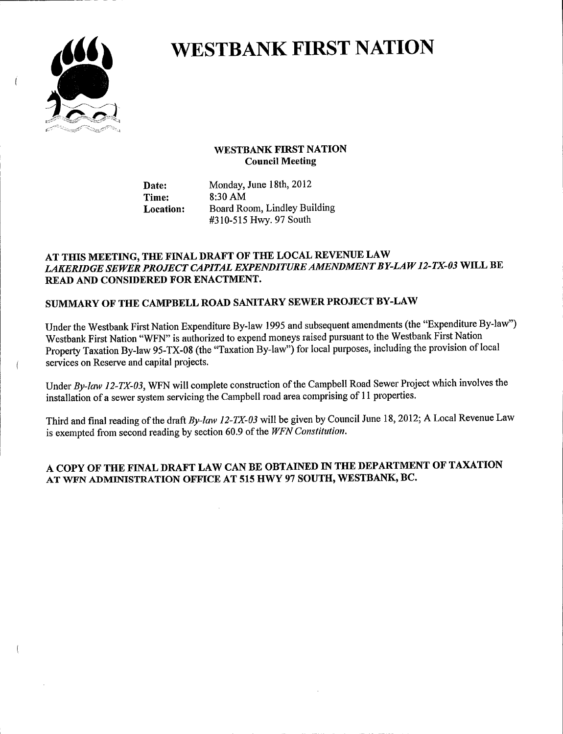# WESTBANK FIRST NATION

**WESTBANK FIRST NATION**
**Council Meeting**

| | |
|---|---|
| **Date:** | Monday, June 18th, 2012 |
| **Time:** | 8:30 AM |
| **Location:** | Board Room, Lindley Building<br>#310-515 Hwy. 97 South |

## AT THIS MEETING, THE FINAL DRAFT OF THE LOCAL REVENUE LAW *LAKERIDGE SEWER PROJECT CAPITAL EXPENDITURE AMENDMENT BY-LAW 12-TX-03* WILL BE READ AND CONSIDERED FOR ENACTMENT.

## SUMMARY OF THE CAMPBELL ROAD SANITARY SEWER PROJECT BY-LAW

Under the Westbank First Nation Expenditure By-law 1995 and subsequent amendments (the "Expenditure By-law") Westbank First Nation "WFN" is authorized to expend moneys raised pursuant to the Westbank First Nation Property Taxation By-law 95-TX-08 (the "Taxation By-law") for local purposes, including the provision of local services on Reserve and capital projects.

Under *By-law 12-TX-03*, WFN will complete construction of the Campbell Road Sewer Project which involves the installation of a sewer system servicing the Campbell road area comprising of 11 properties.

Third and final reading of the draft *By-law 12-TX-03* will be given by Council June 18, 2012; A Local Revenue Law is exempted from second reading by section 60.9 of the *WFN Constitution*.

**A COPY OF THE FINAL DRAFT LAW CAN BE OBTAINED IN THE DEPARTMENT OF TAXATION AT WFN ADMINISTRATION OFFICE AT 515 HWY 97 SOUTH, WESTBANK, BC.**